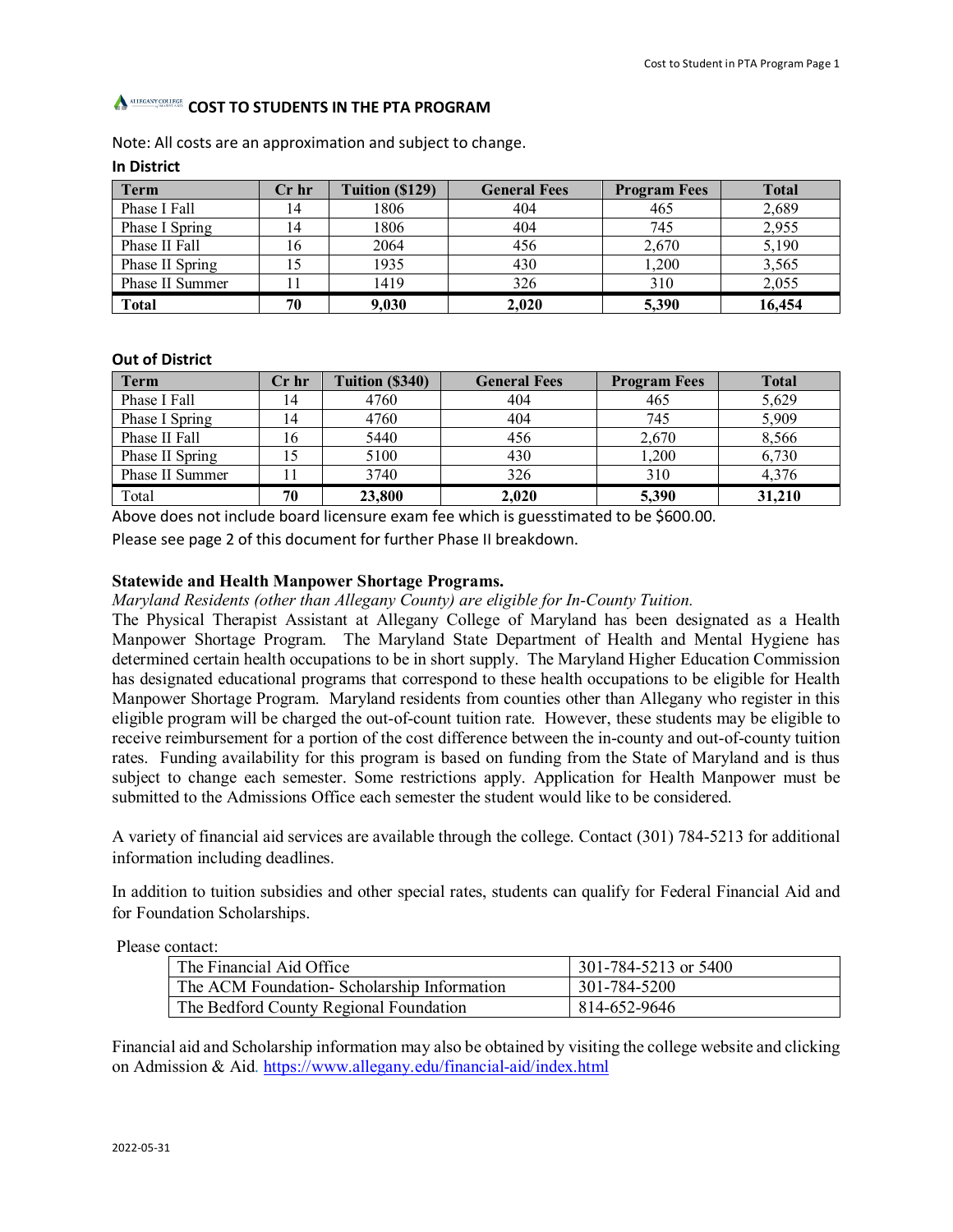# COST TO STUDENTS IN THE PTA PROGRAM

Note: All costs are an approximation and subject to change.

**In District**

| Term | Cr hr | Tuition ($129) | General Fees | Program Fees | Total |
|---|---|---|---|---|---|
| Phase I Fall | 14 | 1806 | 404 | 465 | 2,689 |
| Phase I Spring | 14 | 1806 | 404 | 745 | 2,955 |
| Phase II Fall | 16 | 2064 | 456 | 2,670 | 5,190 |
| Phase II Spring | 15 | 1935 | 430 | 1,200 | 3,565 |
| Phase II Summer | 11 | 1419 | 326 | 310 | 2,055 |
| **Total** | **70** | **9,030** | **2,020** | **5,390** | **16,454** |

**Out of District**

| Term | Cr hr | Tuition ($340) | General Fees | Program Fees | Total |
|---|---|---|---|---|---|
| Phase I Fall | 14 | 4760 | 404 | 465 | 5,629 |
| Phase I Spring | 14 | 4760 | 404 | 745 | 5,909 |
| Phase II Fall | 16 | 5440 | 456 | 2,670 | 8,566 |
| Phase II Spring | 15 | 5100 | 430 | 1,200 | 6,730 |
| Phase II Summer | 11 | 3740 | 326 | 310 | 4,376 |
| Total | **70** | **23,800** | **2,020** | **5,390** | **31,210** |

Above does not include board licensure exam fee which is guesstimated to be $600.00.

Please see page 2 of this document for further Phase II breakdown.

**Statewide and Health Manpower Shortage Programs.**

*Maryland Residents (other than Allegany County) are eligible for In-County Tuition.*

The Physical Therapist Assistant at Allegany College of Maryland has been designated as a Health Manpower Shortage Program. The Maryland State Department of Health and Mental Hygiene has determined certain health occupations to be in short supply. The Maryland Higher Education Commission has designated educational programs that correspond to these health occupations to be eligible for Health Manpower Shortage Program. Maryland residents from counties other than Allegany who register in this eligible program will be charged the out-of-count tuition rate. However, these students may be eligible to receive reimbursement for a portion of the cost difference between the in-county and out-of-county tuition rates. Funding availability for this program is based on funding from the State of Maryland and is thus subject to change each semester. Some restrictions apply. Application for Health Manpower must be submitted to the Admissions Office each semester the student would like to be considered.

A variety of financial aid services are available through the college. Contact (301) 784-5213 for additional information including deadlines.

In addition to tuition subsidies and other special rates, students can qualify for Federal Financial Aid and for Foundation Scholarships.

Please contact:

| | |
|---|---|
| The Financial Aid Office | 301-784-5213 or 5400 |
| The ACM Foundation- Scholarship Information | 301-784-5200 |
| The Bedford County Regional Foundation | 814-652-9646 |

Financial aid and Scholarship information may also be obtained by visiting the college website and clicking on Admission & Aid. https://www.allegany.edu/financial-aid/index.html

2022-05-31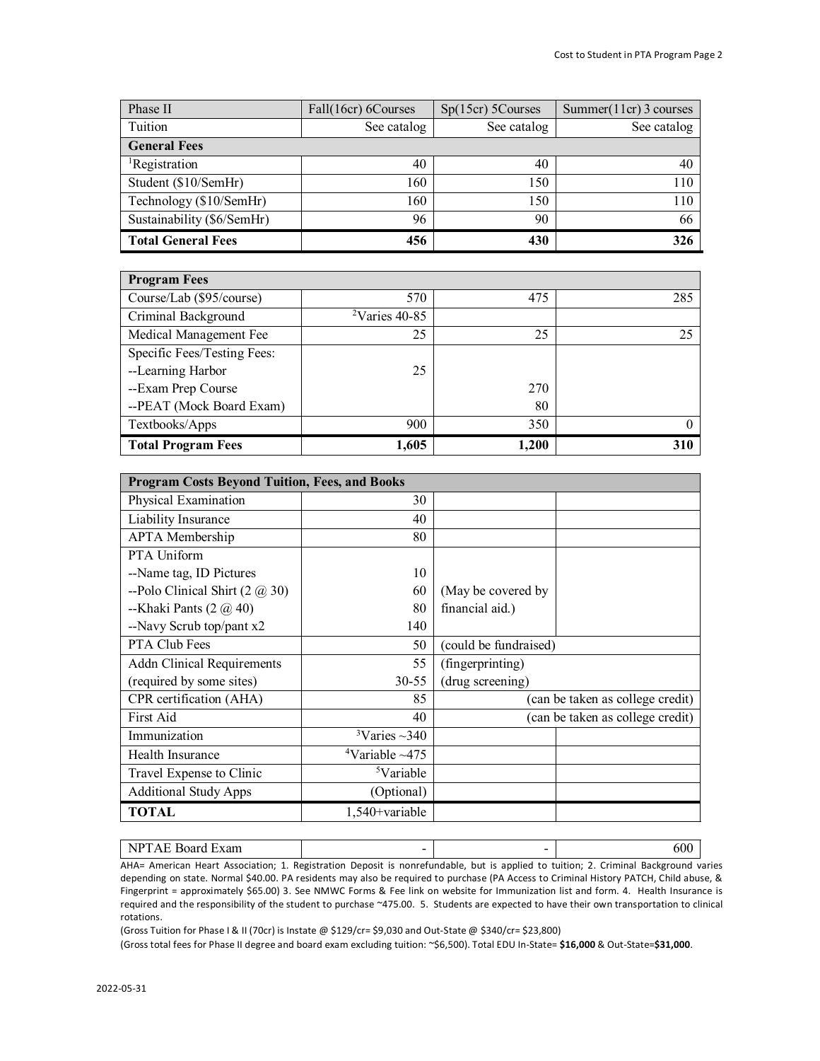| Phase II | Fall(16cr) 6Courses | Sp(15cr) 5Courses | Summer(11cr) 3 courses |
|---|---|---|---|
| Tuition | See catalog | See catalog | See catalog |
| **General Fees** | | | |
| [1]Registration | 40 | 40 | 40 |
| Student ($10/SemHr) | 160 | 150 | 110 |
| Technology ($10/SemHr) | 160 | 150 | 110 |
| Sustainability ($6/SemHr) | 96 | 90 | 66 |
| **Total General Fees** | **456** | **430** | **326** |

| **Program Fees** | | | |
|---|---|---|---|
| Course/Lab ($95/course) | 570 | 475 | 285 |
| Criminal Background | [2]Varies 40-85 | | |
| Medical Management Fee | 25 | 25 | 25 |
| Specific Fees/Testing Fees: | | | |
| --Learning Harbor | 25 | | |
| --Exam Prep Course | | 270 | |
| --PEAT (Mock Board Exam) | | 80 | |
| Textbooks/Apps | 900 | 350 | 0 |
| **Total Program Fees** | **1,605** | **1,200** | **310** |

| **Program Costs Beyond Tuition, Fees, and Books** | | | |
|---|---|---|---|
| Physical Examination | 30 | | |
| Liability Insurance | 40 | | |
| APTA Membership | 80 | | |
| PTA Uniform | | | |
| --Name tag, ID Pictures | 10 | | |
| --Polo Clinical Shirt (2 @ 30) | 60 | (May be covered by | |
| --Khaki Pants (2 @ 40) | 80 | financial aid.) | |
| --Navy Scrub top/pant x2 | 140 | | |
| PTA Club Fees | 50 | (could be fundraised) | |
| Addn Clinical Requirements | 55 | (fingerprinting) | |
| (required by some sites) | 30-55 | (drug screening) | |
| CPR certification (AHA) | 85 | (can be taken as college credit) | |
| First Aid | 40 | (can be taken as college credit) | |
| Immunization | [3]Varies ~340 | | |
| Health Insurance | [4]Variable ~475 | | |
| Travel Expense to Clinic | [5]Variable | | |
| Additional Study Apps | (Optional) | | |
| **TOTAL** | 1,540+variable | | |

| | | | |
|---|---|---|---|
| NPTAE Board Exam | - | - | 600 |

AHA= American Heart Association; 1. Registration Deposit is nonrefundable, but is applied to tuition; 2. Criminal Background varies depending on state. Normal $40.00. PA residents may also be required to purchase (PA Access to Criminal History PATCH, Child abuse, & Fingerprint = approximately $65.00) 3. See NMWC Forms & Fee link on website for Immunization list and form. 4. Health Insurance is required and the responsibility of the student to purchase ~475.00. 5. Students are expected to have their own transportation to clinical rotations.

(Gross Tuition for Phase I & II (70cr) is Instate @ $129/cr= $9,030 and Out-State @ $340/cr= $23,800)

(Gross total fees for Phase II degree and board exam excluding tuition: ~$6,500). Total EDU In-State= **$16,000** & Out-State=**$31,000**.

2022-05-31